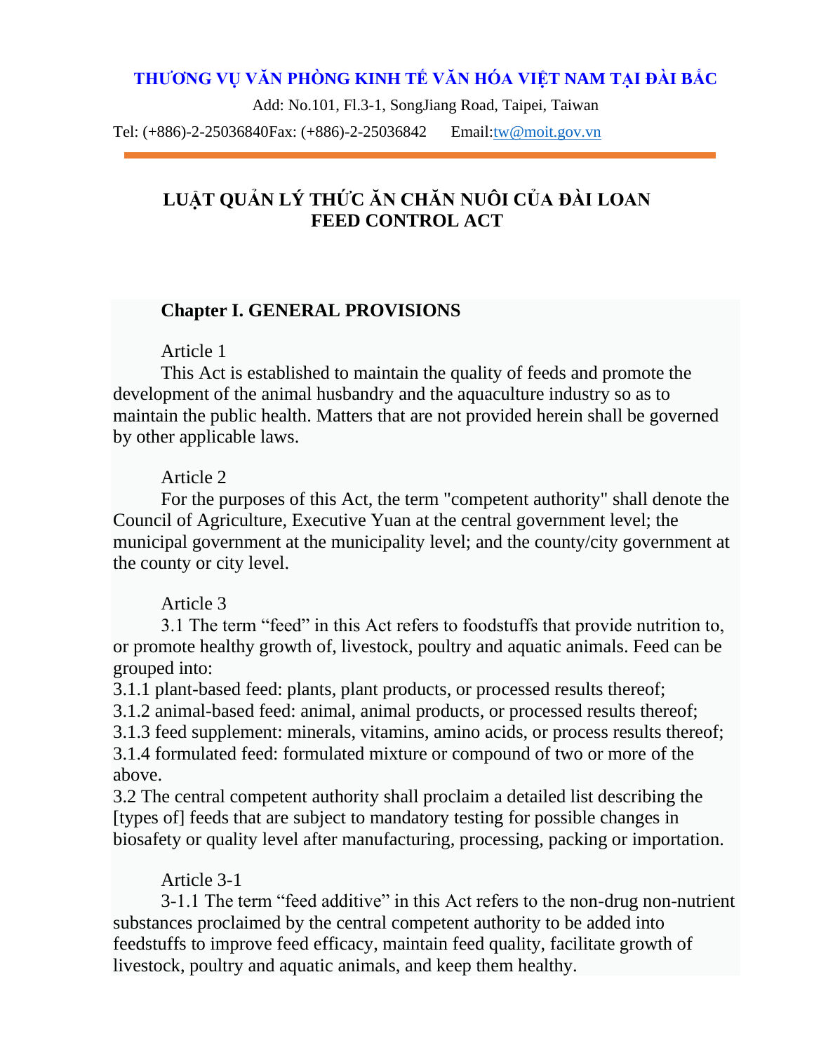**THƯƠNG VỤ VĂN PHÒNG KINH TẾ VĂN HÓA VIỆT NAM TẠI ĐÀI BẮC**

Add: No.101, Fl.3-1, SongJiang Road, Taipei, Taiwan

Tel: (+886)-2-25036840Fax: (+886)-2-25036842 Email:tw@moit.gov.vn

# LUẬT QUẢN LÝ THỨC ĂN CHĂN NUÔI CỦA ĐÀI LOAN
# FEED CONTROL ACT

## Chapter I. GENERAL PROVISIONS

Article 1

This Act is established to maintain the quality of feeds and promote the development of the animal husbandry and the aquaculture industry so as to maintain the public health. Matters that are not provided herein shall be governed by other applicable laws.

Article 2

For the purposes of this Act, the term "competent authority" shall denote the Council of Agriculture, Executive Yuan at the central government level; the municipal government at the municipality level; and the county/city government at the county or city level.

Article 3

3.1 The term "feed" in this Act refers to foodstuffs that provide nutrition to, or promote healthy growth of, livestock, poultry and aquatic animals. Feed can be grouped into:

3.1.1 plant-based feed: plants, plant products, or processed results thereof;

3.1.2 animal-based feed: animal, animal products, or processed results thereof;

3.1.3 feed supplement: minerals, vitamins, amino acids, or process results thereof;

3.1.4 formulated feed: formulated mixture or compound of two or more of the above.

3.2 The central competent authority shall proclaim a detailed list describing the [types of] feeds that are subject to mandatory testing for possible changes in biosafety or quality level after manufacturing, processing, packing or importation.

Article 3-1

3-1.1 The term "feed additive" in this Act refers to the non-drug non-nutrient substances proclaimed by the central competent authority to be added into feedstuffs to improve feed efficacy, maintain feed quality, facilitate growth of livestock, poultry and aquatic animals, and keep them healthy.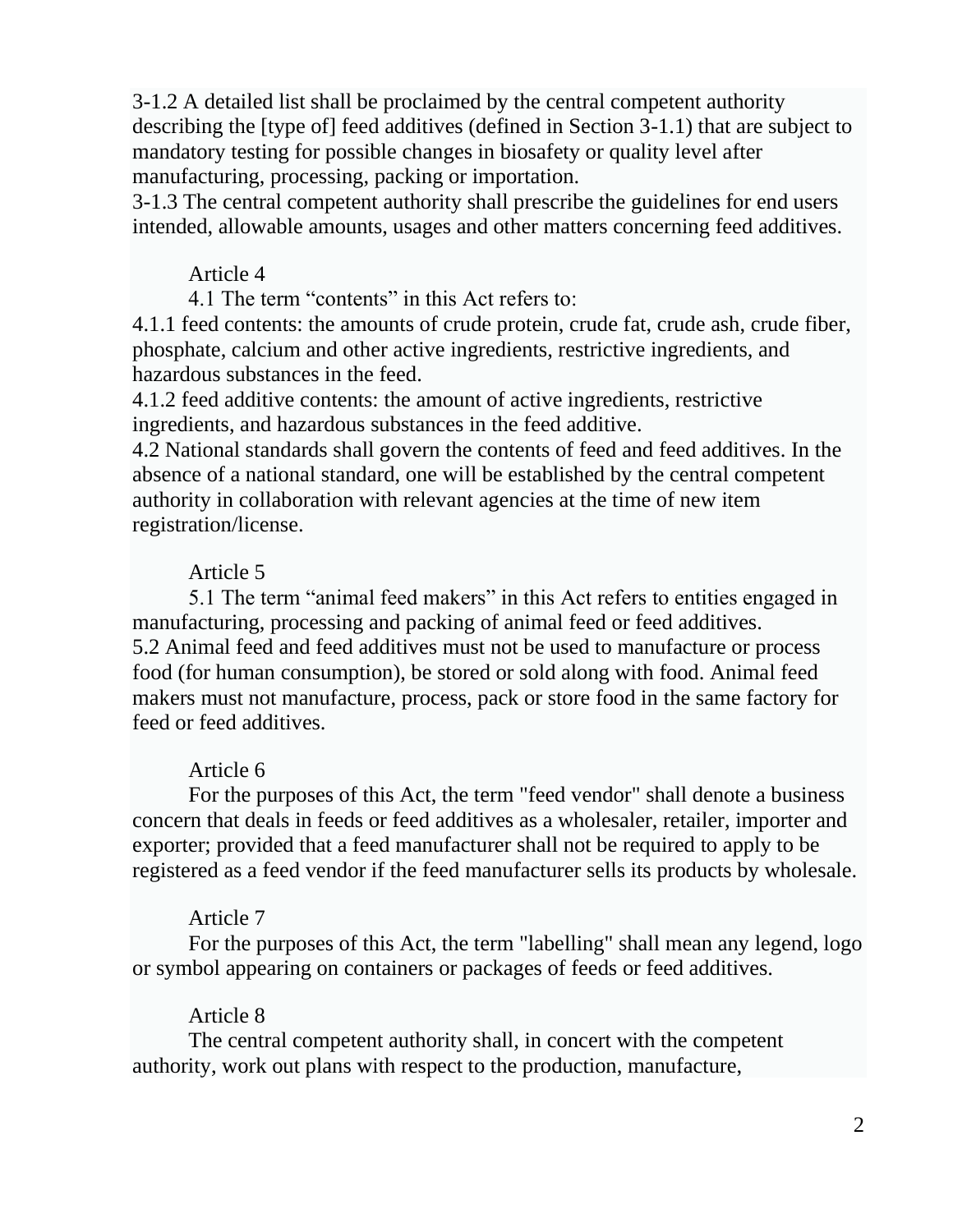3-1.2 A detailed list shall be proclaimed by the central competent authority describing the [type of] feed additives (defined in Section 3-1.1) that are subject to mandatory testing for possible changes in biosafety or quality level after manufacturing, processing, packing or importation.

3-1.3 The central competent authority shall prescribe the guidelines for end users intended, allowable amounts, usages and other matters concerning feed additives.

Article 4

4.1 The term “contents” in this Act refers to:

4.1.1 feed contents: the amounts of crude protein, crude fat, crude ash, crude fiber, phosphate, calcium and other active ingredients, restrictive ingredients, and hazardous substances in the feed.

4.1.2 feed additive contents: the amount of active ingredients, restrictive ingredients, and hazardous substances in the feed additive.

4.2 National standards shall govern the contents of feed and feed additives. In the absence of a national standard, one will be established by the central competent authority in collaboration with relevant agencies at the time of new item registration/license.

Article 5

5.1 The term “animal feed makers” in this Act refers to entities engaged in manufacturing, processing and packing of animal feed or feed additives.

5.2 Animal feed and feed additives must not be used to manufacture or process food (for human consumption), be stored or sold along with food. Animal feed makers must not manufacture, process, pack or store food in the same factory for feed or feed additives.

Article 6

For the purposes of this Act, the term "feed vendor" shall denote a business concern that deals in feeds or feed additives as a wholesaler, retailer, importer and exporter; provided that a feed manufacturer shall not be required to apply to be registered as a feed vendor if the feed manufacturer sells its products by wholesale.

Article 7

For the purposes of this Act, the term "labelling" shall mean any legend, logo or symbol appearing on containers or packages of feeds or feed additives.

Article 8

The central competent authority shall, in concert with the competent authority, work out plans with respect to the production, manufacture,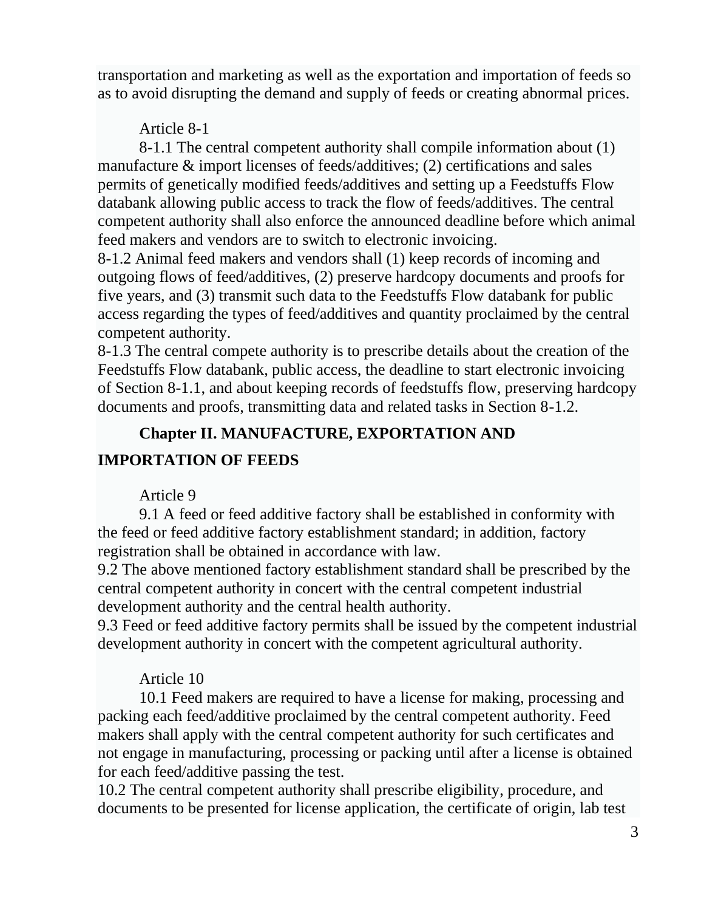transportation and marketing as well as the exportation and importation of feeds so as to avoid disrupting the demand and supply of feeds or creating abnormal prices.

Article 8-1

8-1.1 The central competent authority shall compile information about (1) manufacture & import licenses of feeds/additives; (2) certifications and sales permits of genetically modified feeds/additives and setting up a Feedstuffs Flow databank allowing public access to track the flow of feeds/additives. The central competent authority shall also enforce the announced deadline before which animal feed makers and vendors are to switch to electronic invoicing.

8-1.2 Animal feed makers and vendors shall (1) keep records of incoming and outgoing flows of feed/additives, (2) preserve hardcopy documents and proofs for five years, and (3) transmit such data to the Feedstuffs Flow databank for public access regarding the types of feed/additives and quantity proclaimed by the central competent authority.

8-1.3 The central compete authority is to prescribe details about the creation of the Feedstuffs Flow databank, public access, the deadline to start electronic invoicing of Section 8-1.1, and about keeping records of feedstuffs flow, preserving hardcopy documents and proofs, transmitting data and related tasks in Section 8-1.2.

## Chapter II. MANUFACTURE, EXPORTATION AND IMPORTATION OF FEEDS

Article 9

9.1 A feed or feed additive factory shall be established in conformity with the feed or feed additive factory establishment standard; in addition, factory registration shall be obtained in accordance with law.

9.2 The above mentioned factory establishment standard shall be prescribed by the central competent authority in concert with the central competent industrial development authority and the central health authority.

9.3 Feed or feed additive factory permits shall be issued by the competent industrial development authority in concert with the competent agricultural authority.

Article 10

10.1 Feed makers are required to have a license for making, processing and packing each feed/additive proclaimed by the central competent authority. Feed makers shall apply with the central competent authority for such certificates and not engage in manufacturing, processing or packing until after a license is obtained for each feed/additive passing the test.

10.2 The central competent authority shall prescribe eligibility, procedure, and documents to be presented for license application, the certificate of origin, lab test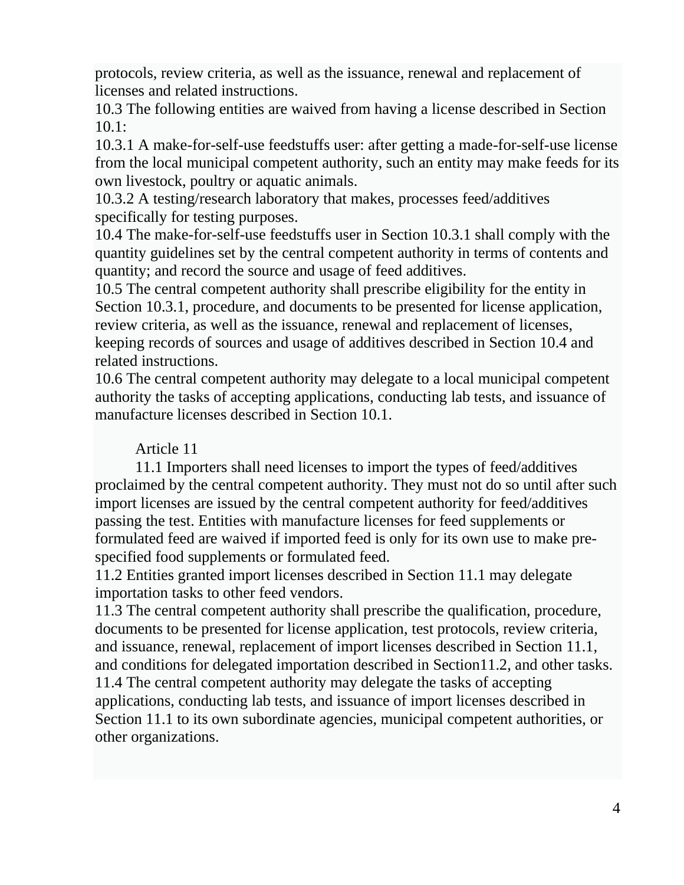protocols, review criteria, as well as the issuance, renewal and replacement of licenses and related instructions.

10.3 The following entities are waived from having a license described in Section 10.1:

10.3.1 A make-for-self-use feedstuffs user: after getting a made-for-self-use license from the local municipal competent authority, such an entity may make feeds for its own livestock, poultry or aquatic animals.

10.3.2 A testing/research laboratory that makes, processes feed/additives specifically for testing purposes.

10.4 The make-for-self-use feedstuffs user in Section 10.3.1 shall comply with the quantity guidelines set by the central competent authority in terms of contents and quantity; and record the source and usage of feed additives.

10.5 The central competent authority shall prescribe eligibility for the entity in Section 10.3.1, procedure, and documents to be presented for license application, review criteria, as well as the issuance, renewal and replacement of licenses, keeping records of sources and usage of additives described in Section 10.4 and related instructions.

10.6 The central competent authority may delegate to a local municipal competent authority the tasks of accepting applications, conducting lab tests, and issuance of manufacture licenses described in Section 10.1.

Article 11

11.1 Importers shall need licenses to import the types of feed/additives proclaimed by the central competent authority. They must not do so until after such import licenses are issued by the central competent authority for feed/additives passing the test. Entities with manufacture licenses for feed supplements or formulated feed are waived if imported feed is only for its own use to make pre-specified food supplements or formulated feed.

11.2 Entities granted import licenses described in Section 11.1 may delegate importation tasks to other feed vendors.

11.3 The central competent authority shall prescribe the qualification, procedure, documents to be presented for license application, test protocols, review criteria, and issuance, renewal, replacement of import licenses described in Section 11.1, and conditions for delegated importation described in Section11.2, and other tasks.

11.4 The central competent authority may delegate the tasks of accepting applications, conducting lab tests, and issuance of import licenses described in Section 11.1 to its own subordinate agencies, municipal competent authorities, or other organizations.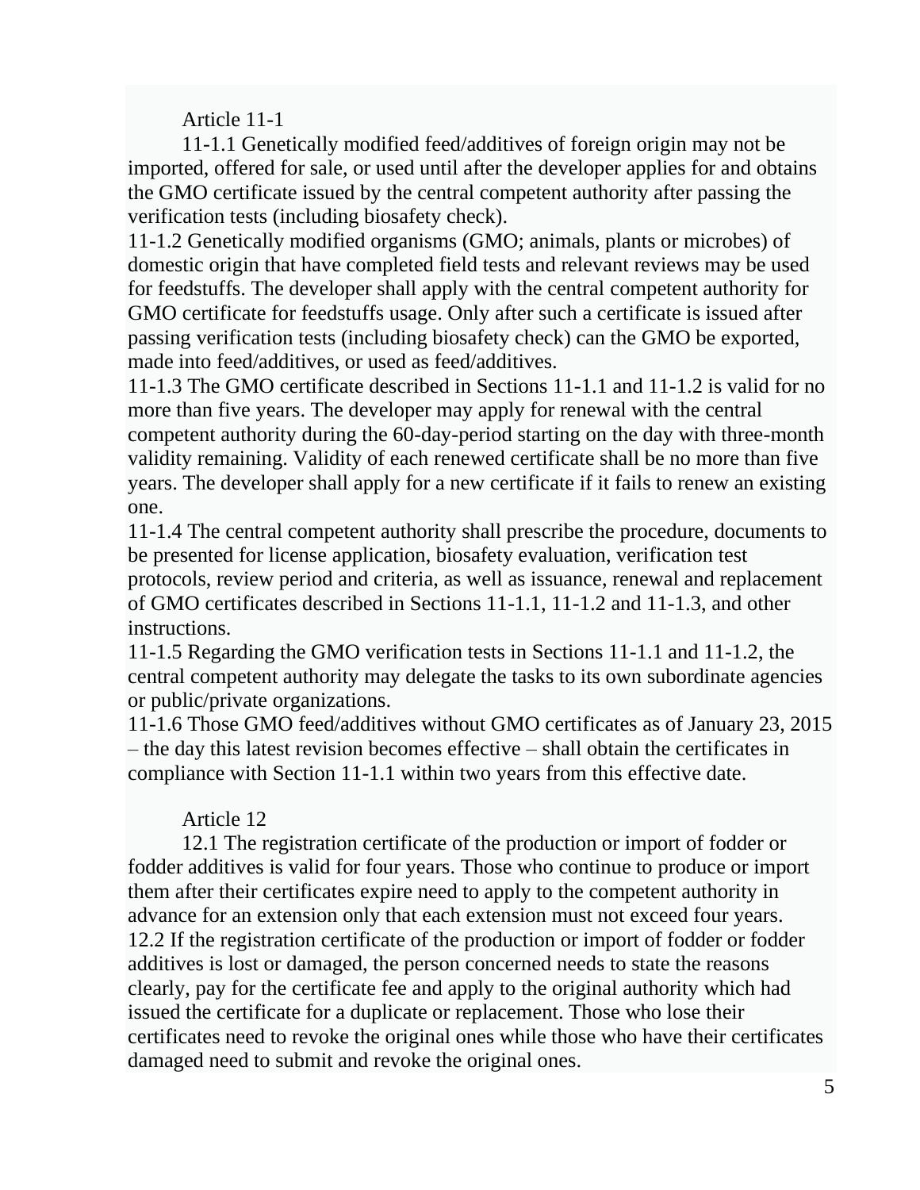Article 11-1

11-1.1 Genetically modified feed/additives of foreign origin may not be imported, offered for sale, or used until after the developer applies for and obtains the GMO certificate issued by the central competent authority after passing the verification tests (including biosafety check).

11-1.2 Genetically modified organisms (GMO; animals, plants or microbes) of domestic origin that have completed field tests and relevant reviews may be used for feedstuffs. The developer shall apply with the central competent authority for GMO certificate for feedstuffs usage. Only after such a certificate is issued after passing verification tests (including biosafety check) can the GMO be exported, made into feed/additives, or used as feed/additives.

11-1.3 The GMO certificate described in Sections 11-1.1 and 11-1.2 is valid for no more than five years. The developer may apply for renewal with the central competent authority during the 60-day-period starting on the day with three-month validity remaining. Validity of each renewed certificate shall be no more than five years. The developer shall apply for a new certificate if it fails to renew an existing one.

11-1.4 The central competent authority shall prescribe the procedure, documents to be presented for license application, biosafety evaluation, verification test protocols, review period and criteria, as well as issuance, renewal and replacement of GMO certificates described in Sections 11-1.1, 11-1.2 and 11-1.3, and other instructions.

11-1.5 Regarding the GMO verification tests in Sections 11-1.1 and 11-1.2, the central competent authority may delegate the tasks to its own subordinate agencies or public/private organizations.

11-1.6 Those GMO feed/additives without GMO certificates as of January 23, 2015 – the day this latest revision becomes effective – shall obtain the certificates in compliance with Section 11-1.1 within two years from this effective date.

Article 12

12.1 The registration certificate of the production or import of fodder or fodder additives is valid for four years. Those who continue to produce or import them after their certificates expire need to apply to the competent authority in advance for an extension only that each extension must not exceed four years.

12.2 If the registration certificate of the production or import of fodder or fodder additives is lost or damaged, the person concerned needs to state the reasons clearly, pay for the certificate fee and apply to the original authority which had issued the certificate for a duplicate or replacement. Those who lose their certificates need to revoke the original ones while those who have their certificates damaged need to submit and revoke the original ones.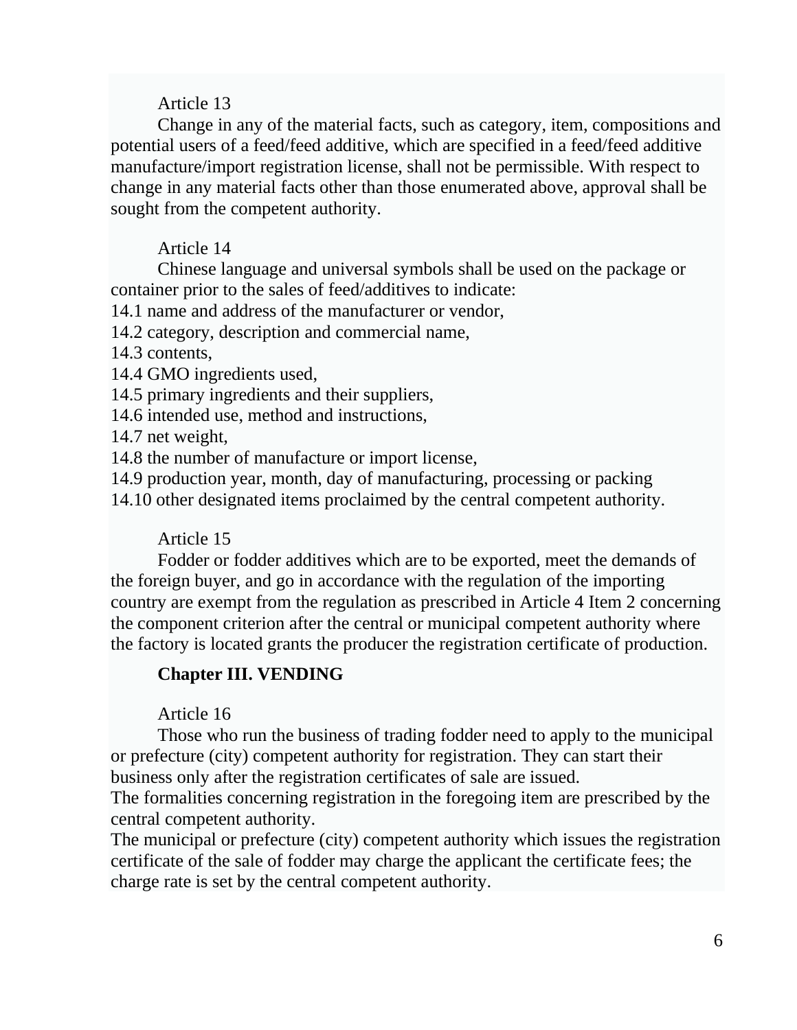Article 13

Change in any of the material facts, such as category, item, compositions and potential users of a feed/feed additive, which are specified in a feed/feed additive manufacture/import registration license, shall not be permissible. With respect to change in any material facts other than those enumerated above, approval shall be sought from the competent authority.

Article 14

Chinese language and universal symbols shall be used on the package or container prior to the sales of feed/additives to indicate:

14.1 name and address of the manufacturer or vendor,
14.2 category, description and commercial name,
14.3 contents,
14.4 GMO ingredients used,
14.5 primary ingredients and their suppliers,
14.6 intended use, method and instructions,
14.7 net weight,
14.8 the number of manufacture or import license,
14.9 production year, month, day of manufacturing, processing or packing
14.10 other designated items proclaimed by the central competent authority.

Article 15

Fodder or fodder additives which are to be exported, meet the demands of the foreign buyer, and go in accordance with the regulation of the importing country are exempt from the regulation as prescribed in Article 4 Item 2 concerning the component criterion after the central or municipal competent authority where the factory is located grants the producer the registration certificate of production.

## Chapter III. VENDING

Article 16

Those who run the business of trading fodder need to apply to the municipal or prefecture (city) competent authority for registration. They can start their business only after the registration certificates of sale are issued.

The formalities concerning registration in the foregoing item are prescribed by the central competent authority.

The municipal or prefecture (city) competent authority which issues the registration certificate of the sale of fodder may charge the applicant the certificate fees; the charge rate is set by the central competent authority.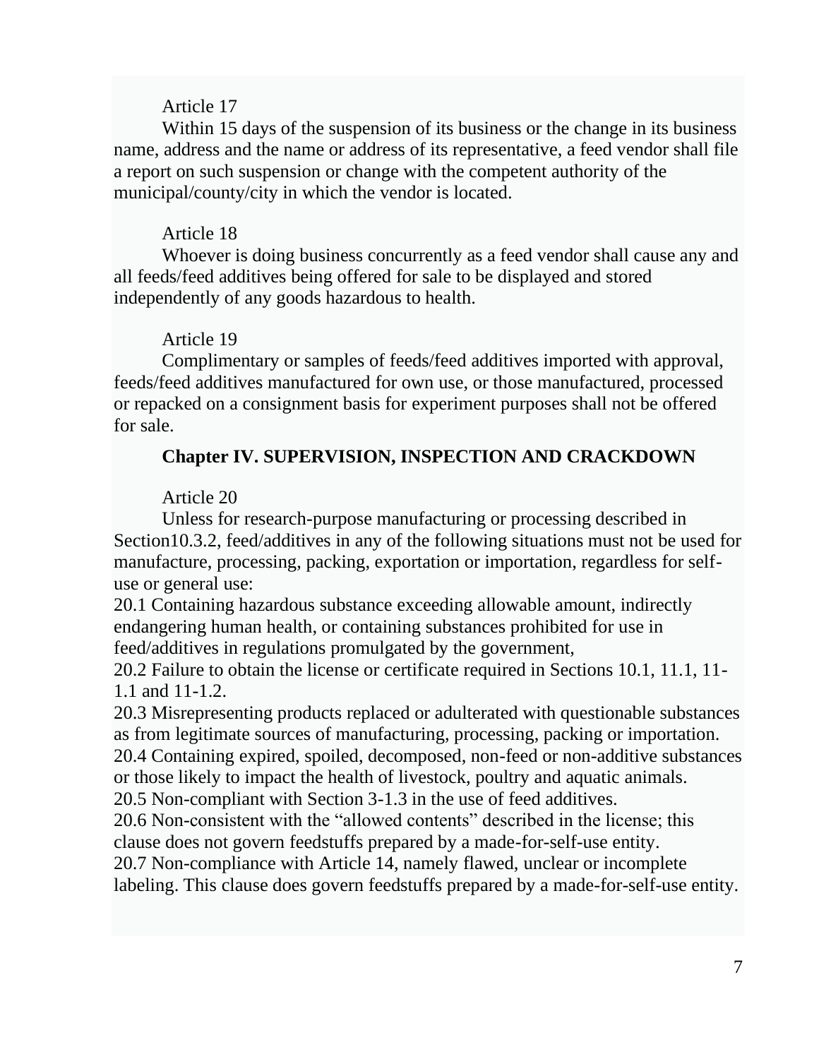Article 17

Within 15 days of the suspension of its business or the change in its business name, address and the name or address of its representative, a feed vendor shall file a report on such suspension or change with the competent authority of the municipal/county/city in which the vendor is located.

Article 18

Whoever is doing business concurrently as a feed vendor shall cause any and all feeds/feed additives being offered for sale to be displayed and stored independently of any goods hazardous to health.

Article 19

Complimentary or samples of feeds/feed additives imported with approval, feeds/feed additives manufactured for own use, or those manufactured, processed or repacked on a consignment basis for experiment purposes shall not be offered for sale.

## Chapter IV. SUPERVISION, INSPECTION AND CRACKDOWN

Article 20

Unless for research-purpose manufacturing or processing described in Section10.3.2, feed/additives in any of the following situations must not be used for manufacture, processing, packing, exportation or importation, regardless for self-use or general use:

20.1 Containing hazardous substance exceeding allowable amount, indirectly endangering human health, or containing substances prohibited for use in feed/additives in regulations promulgated by the government,

20.2 Failure to obtain the license or certificate required in Sections 10.1, 11.1, 11-1.1 and 11-1.2.

20.3 Misrepresenting products replaced or adulterated with questionable substances as from legitimate sources of manufacturing, processing, packing or importation.

20.4 Containing expired, spoiled, decomposed, non-feed or non-additive substances or those likely to impact the health of livestock, poultry and aquatic animals.

20.5 Non-compliant with Section 3-1.3 in the use of feed additives.

20.6 Non-consistent with the "allowed contents" described in the license; this clause does not govern feedstuffs prepared by a made-for-self-use entity.

20.7 Non-compliance with Article 14, namely flawed, unclear or incomplete labeling. This clause does govern feedstuffs prepared by a made-for-self-use entity.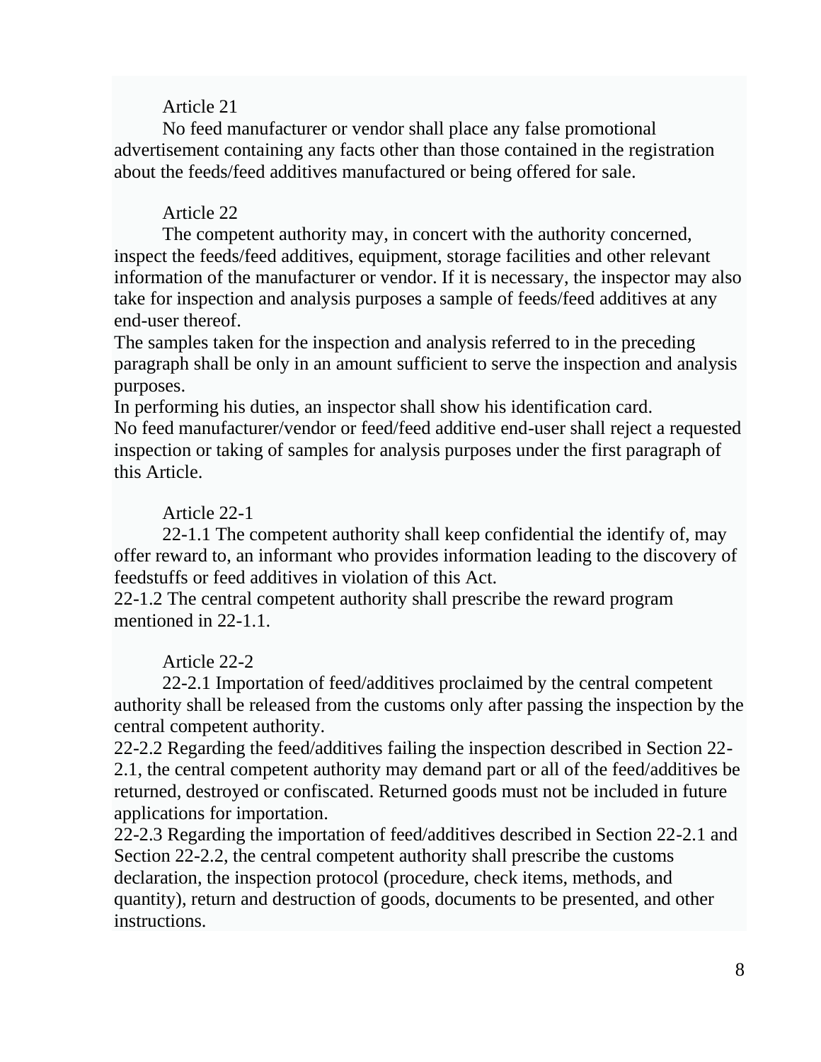Article 21

No feed manufacturer or vendor shall place any false promotional advertisement containing any facts other than those contained in the registration about the feeds/feed additives manufactured or being offered for sale.

Article 22

The competent authority may, in concert with the authority concerned, inspect the feeds/feed additives, equipment, storage facilities and other relevant information of the manufacturer or vendor. If it is necessary, the inspector may also take for inspection and analysis purposes a sample of feeds/feed additives at any end-user thereof.

The samples taken for the inspection and analysis referred to in the preceding paragraph shall be only in an amount sufficient to serve the inspection and analysis purposes.

In performing his duties, an inspector shall show his identification card.

No feed manufacturer/vendor or feed/feed additive end-user shall reject a requested inspection or taking of samples for analysis purposes under the first paragraph of this Article.

Article 22-1

22-1.1 The competent authority shall keep confidential the identify of, may offer reward to, an informant who provides information leading to the discovery of feedstuffs or feed additives in violation of this Act.

22-1.2 The central competent authority shall prescribe the reward program mentioned in 22-1.1.

Article 22-2

22-2.1 Importation of feed/additives proclaimed by the central competent authority shall be released from the customs only after passing the inspection by the central competent authority.

22-2.2 Regarding the feed/additives failing the inspection described in Section 22-2.1, the central competent authority may demand part or all of the feed/additives be returned, destroyed or confiscated. Returned goods must not be included in future applications for importation.

22-2.3 Regarding the importation of feed/additives described in Section 22-2.1 and Section 22-2.2, the central competent authority shall prescribe the customs declaration, the inspection protocol (procedure, check items, methods, and quantity), return and destruction of goods, documents to be presented, and other instructions.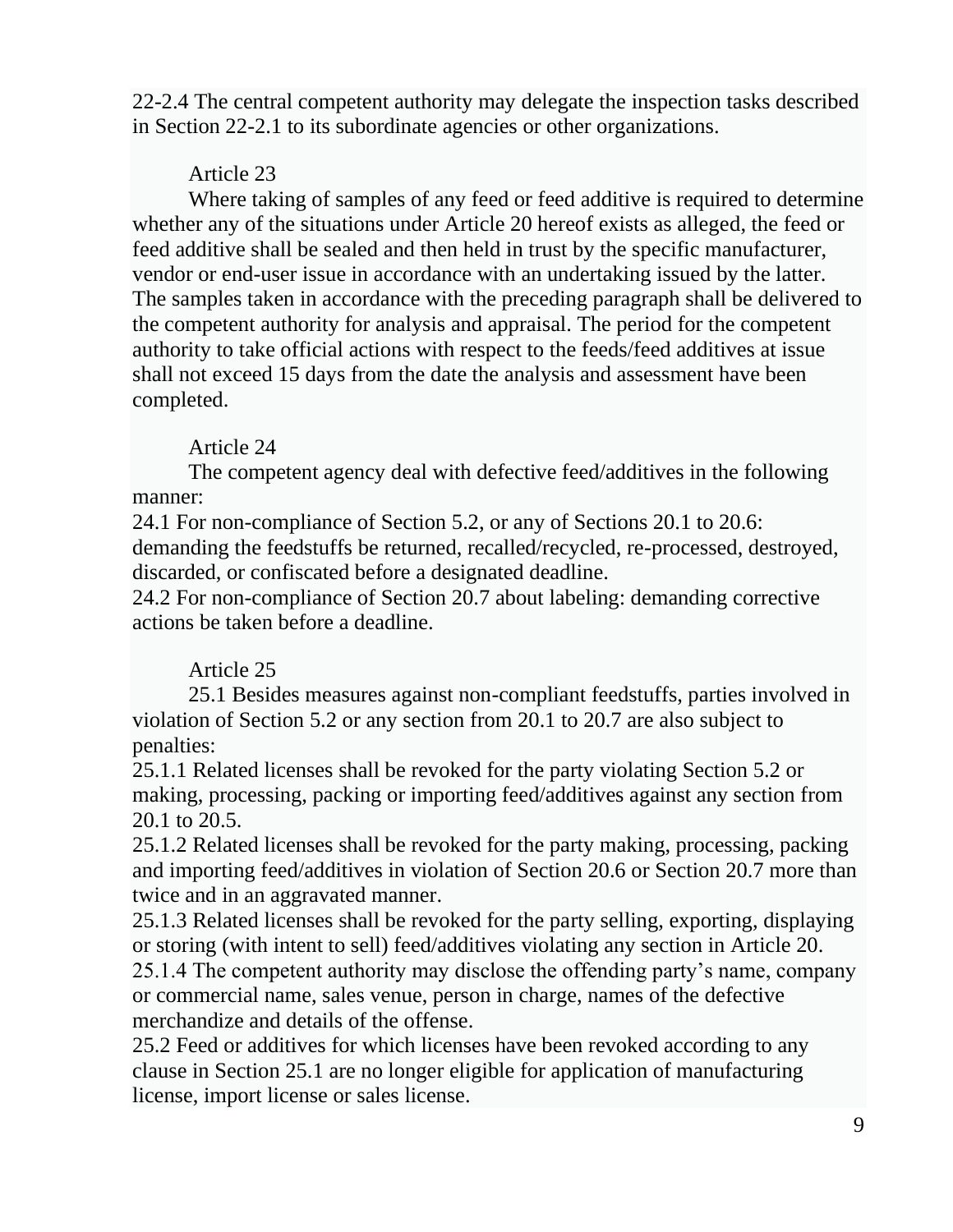22-2.4 The central competent authority may delegate the inspection tasks described in Section 22-2.1 to its subordinate agencies or other organizations.

Article 23

Where taking of samples of any feed or feed additive is required to determine whether any of the situations under Article 20 hereof exists as alleged, the feed or feed additive shall be sealed and then held in trust by the specific manufacturer, vendor or end-user issue in accordance with an undertaking issued by the latter. The samples taken in accordance with the preceding paragraph shall be delivered to the competent authority for analysis and appraisal. The period for the competent authority to take official actions with respect to the feeds/feed additives at issue shall not exceed 15 days from the date the analysis and assessment have been completed.

Article 24

The competent agency deal with defective feed/additives in the following manner:

24.1 For non-compliance of Section 5.2, or any of Sections 20.1 to 20.6: demanding the feedstuffs be returned, recalled/recycled, re-processed, destroyed, discarded, or confiscated before a designated deadline.

24.2 For non-compliance of Section 20.7 about labeling: demanding corrective actions be taken before a deadline.

Article 25

25.1 Besides measures against non-compliant feedstuffs, parties involved in violation of Section 5.2 or any section from 20.1 to 20.7 are also subject to penalties:

25.1.1 Related licenses shall be revoked for the party violating Section 5.2 or making, processing, packing or importing feed/additives against any section from 20.1 to 20.5.

25.1.2 Related licenses shall be revoked for the party making, processing, packing and importing feed/additives in violation of Section 20.6 or Section 20.7 more than twice and in an aggravated manner.

25.1.3 Related licenses shall be revoked for the party selling, exporting, displaying or storing (with intent to sell) feed/additives violating any section in Article 20.

25.1.4 The competent authority may disclose the offending party's name, company or commercial name, sales venue, person in charge, names of the defective merchandize and details of the offense.

25.2 Feed or additives for which licenses have been revoked according to any clause in Section 25.1 are no longer eligible for application of manufacturing license, import license or sales license.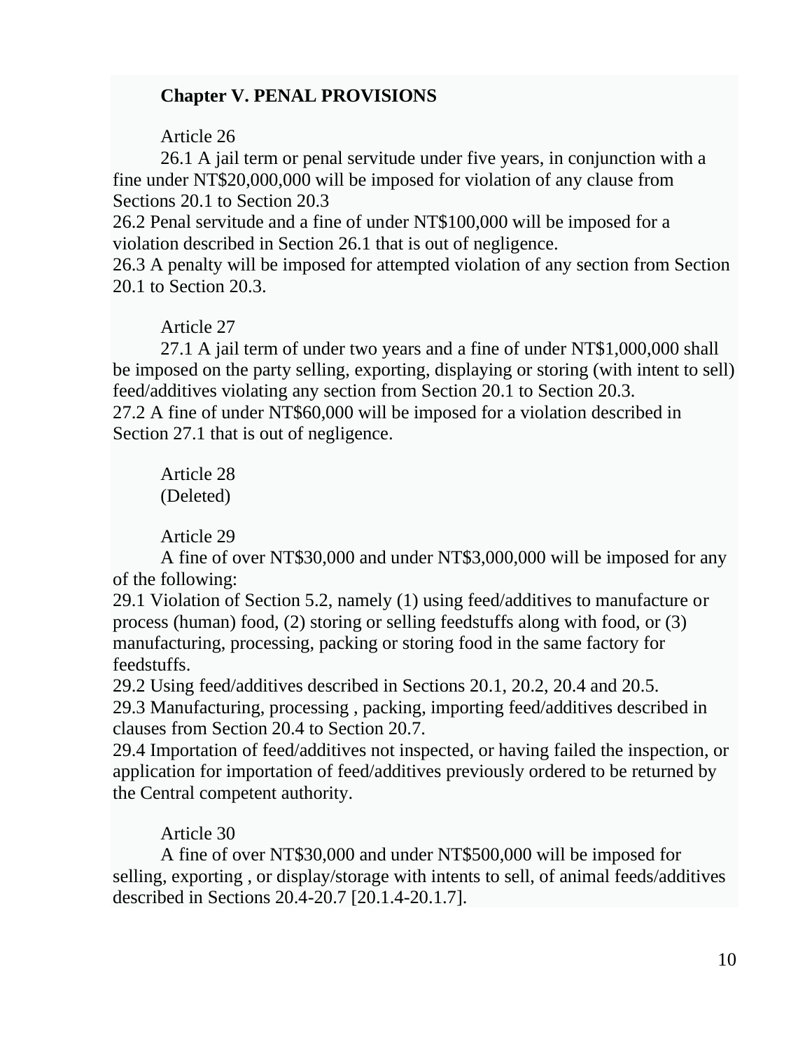**Chapter V. PENAL PROVISIONS**

Article 26

26.1 A jail term or penal servitude under five years, in conjunction with a fine under NT$20,000,000 will be imposed for violation of any clause from Sections 20.1 to Section 20.3

26.2 Penal servitude and a fine of under NT$100,000 will be imposed for a violation described in Section 26.1 that is out of negligence.

26.3 A penalty will be imposed for attempted violation of any section from Section 20.1 to Section 20.3.

Article 27

27.1 A jail term of under two years and a fine of under NT$1,000,000 shall be imposed on the party selling, exporting, displaying or storing (with intent to sell) feed/additives violating any section from Section 20.1 to Section 20.3.

27.2 A fine of under NT$60,000 will be imposed for a violation described in Section 27.1 that is out of negligence.

Article 28

(Deleted)

Article 29

A fine of over NT$30,000 and under NT$3,000,000 will be imposed for any of the following:

29.1 Violation of Section 5.2, namely (1) using feed/additives to manufacture or process (human) food, (2) storing or selling feedstuffs along with food, or (3) manufacturing, processing, packing or storing food in the same factory for feedstuffs.

29.2 Using feed/additives described in Sections 20.1, 20.2, 20.4 and 20.5.

29.3 Manufacturing, processing , packing, importing feed/additives described in clauses from Section 20.4 to Section 20.7.

29.4 Importation of feed/additives not inspected, or having failed the inspection, or application for importation of feed/additives previously ordered to be returned by the Central competent authority.

Article 30

A fine of over NT$30,000 and under NT$500,000 will be imposed for selling, exporting , or display/storage with intents to sell, of animal feeds/additives described in Sections 20.4-20.7 [20.1.4-20.1.7].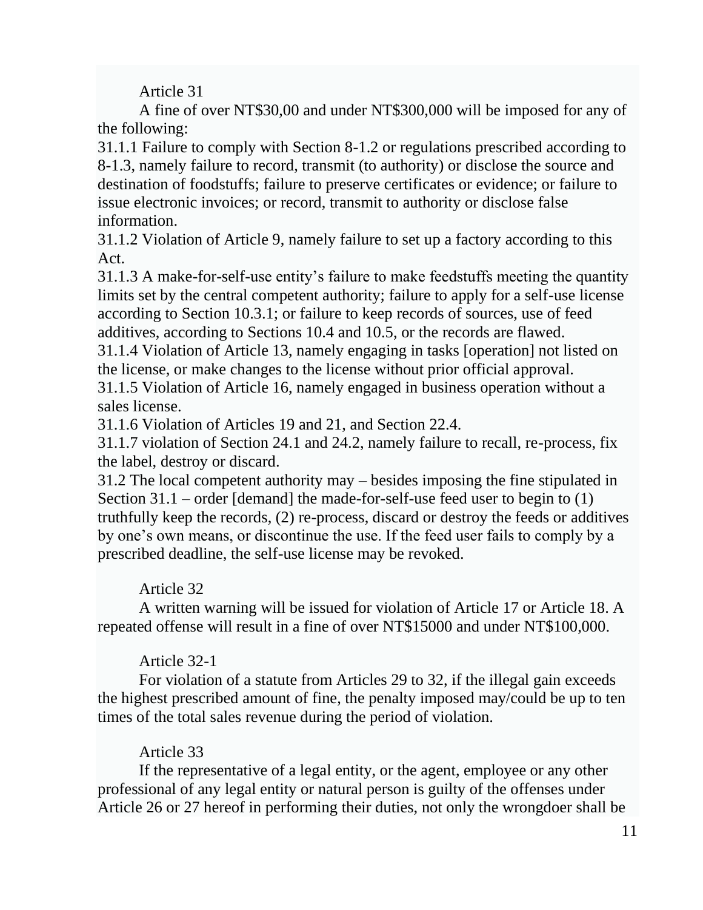Article 31

A fine of over NT$30,00 and under NT$300,000 will be imposed for any of the following:

31.1.1 Failure to comply with Section 8-1.2 or regulations prescribed according to 8-1.3, namely failure to record, transmit (to authority) or disclose the source and destination of foodstuffs; failure to preserve certificates or evidence; or failure to issue electronic invoices; or record, transmit to authority or disclose false information.

31.1.2 Violation of Article 9, namely failure to set up a factory according to this Act.

31.1.3 A make-for-self-use entity's failure to make feedstuffs meeting the quantity limits set by the central competent authority; failure to apply for a self-use license according to Section 10.3.1; or failure to keep records of sources, use of feed additives, according to Sections 10.4 and 10.5, or the records are flawed.

31.1.4 Violation of Article 13, namely engaging in tasks [operation] not listed on the license, or make changes to the license without prior official approval.

31.1.5 Violation of Article 16, namely engaged in business operation without a sales license.

31.1.6 Violation of Articles 19 and 21, and Section 22.4.

31.1.7 violation of Section 24.1 and 24.2, namely failure to recall, re-process, fix the label, destroy or discard.

31.2 The local competent authority may – besides imposing the fine stipulated in Section 31.1 – order [demand] the made-for-self-use feed user to begin to (1) truthfully keep the records, (2) re-process, discard or destroy the feeds or additives by one's own means, or discontinue the use. If the feed user fails to comply by a prescribed deadline, the self-use license may be revoked.

Article 32

A written warning will be issued for violation of Article 17 or Article 18. A repeated offense will result in a fine of over NT$15000 and under NT$100,000.

Article 32-1

For violation of a statute from Articles 29 to 32, if the illegal gain exceeds the highest prescribed amount of fine, the penalty imposed may/could be up to ten times of the total sales revenue during the period of violation.

Article 33

If the representative of a legal entity, or the agent, employee or any other professional of any legal entity or natural person is guilty of the offenses under Article 26 or 27 hereof in performing their duties, not only the wrongdoer shall be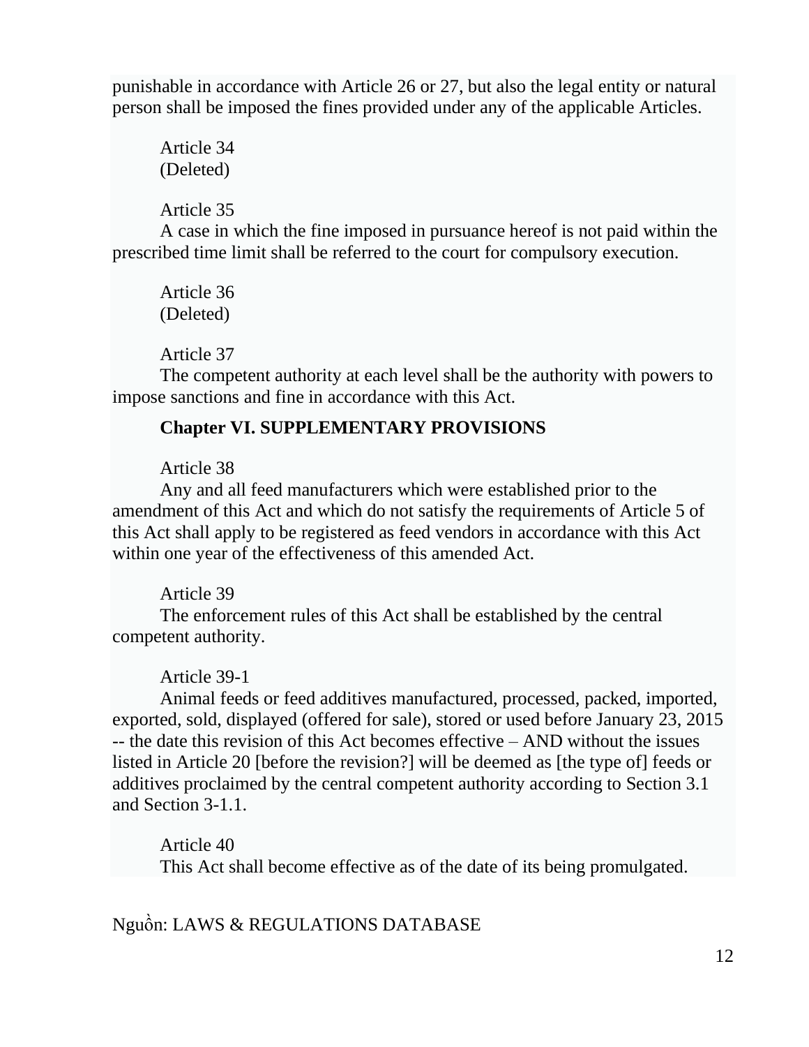punishable in accordance with Article 26 or 27, but also the legal entity or natural person shall be imposed the fines provided under any of the applicable Articles.

Article 34
(Deleted)

Article 35
A case in which the fine imposed in pursuance hereof is not paid within the prescribed time limit shall be referred to the court for compulsory execution.

Article 36
(Deleted)

Article 37
The competent authority at each level shall be the authority with powers to impose sanctions and fine in accordance with this Act.

## Chapter VI. SUPPLEMENTARY PROVISIONS

Article 38
Any and all feed manufacturers which were established prior to the amendment of this Act and which do not satisfy the requirements of Article 5 of this Act shall apply to be registered as feed vendors in accordance with this Act within one year of the effectiveness of this amended Act.

Article 39
The enforcement rules of this Act shall be established by the central competent authority.

Article 39-1
Animal feeds or feed additives manufactured, processed, packed, imported, exported, sold, displayed (offered for sale), stored or used before January 23, 2015 -- the date this revision of this Act becomes effective – AND without the issues listed in Article 20 [before the revision?] will be deemed as [the type of] feeds or additives proclaimed by the central competent authority according to Section 3.1 and Section 3-1.1.

Article 40
This Act shall become effective as of the date of its being promulgated.

Nguồn: LAWS & REGULATIONS DATABASE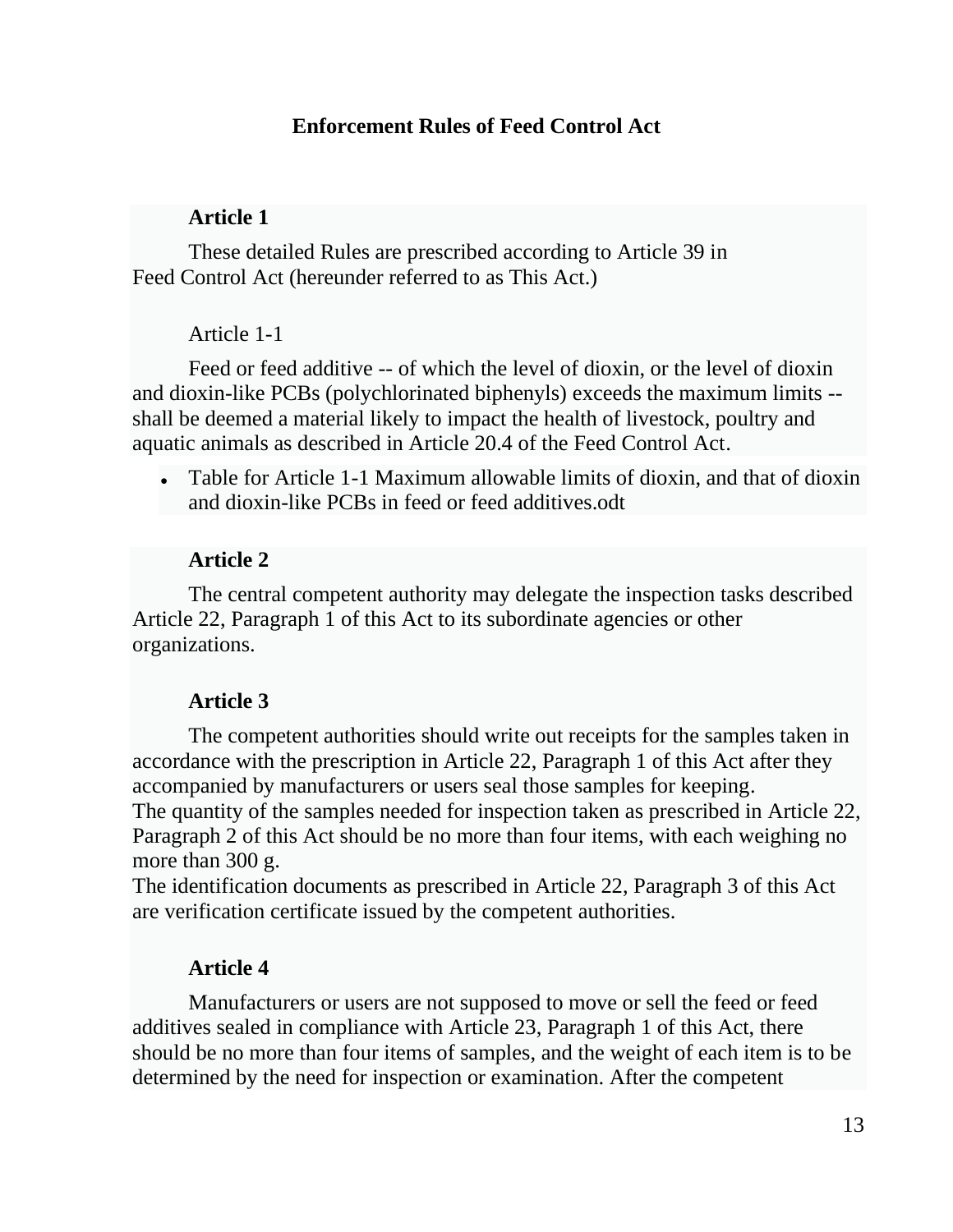# Enforcement Rules of Feed Control Act

**Article 1**

These detailed Rules are prescribed according to Article 39 in Feed Control Act (hereunder referred to as This Act.)

Article 1-1

Feed or feed additive -- of which the level of dioxin, or the level of dioxin and dioxin-like PCBs (polychlorinated biphenyls) exceeds the maximum limits -- shall be deemed a material likely to impact the health of livestock, poultry and aquatic animals as described in Article 20.4 of the Feed Control Act.

- Table for Article 1-1 Maximum allowable limits of dioxin, and that of dioxin and dioxin-like PCBs in feed or feed additives.odt

**Article 2**

The central competent authority may delegate the inspection tasks described Article 22, Paragraph 1 of this Act to its subordinate agencies or other organizations.

**Article 3**

The competent authorities should write out receipts for the samples taken in accordance with the prescription in Article 22, Paragraph 1 of this Act after they accompanied by manufacturers or users seal those samples for keeping.
The quantity of the samples needed for inspection taken as prescribed in Article 22, Paragraph 2 of this Act should be no more than four items, with each weighing no more than 300 g.
The identification documents as prescribed in Article 22, Paragraph 3 of this Act are verification certificate issued by the competent authorities.

**Article 4**

Manufacturers or users are not supposed to move or sell the feed or feed additives sealed in compliance with Article 23, Paragraph 1 of this Act, there should be no more than four items of samples, and the weight of each item is to be determined by the need for inspection or examination. After the competent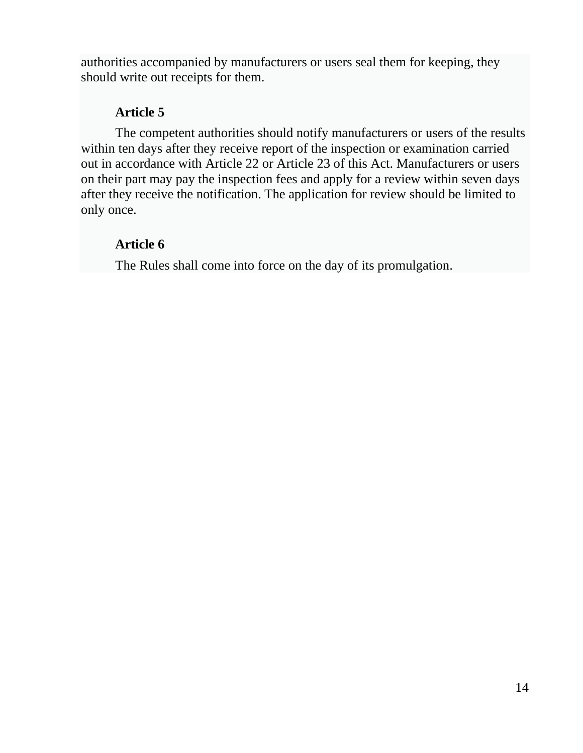authorities accompanied by manufacturers or users seal them for keeping, they should write out receipts for them.

**Article 5**

The competent authorities should notify manufacturers or users of the results within ten days after they receive report of the inspection or examination carried out in accordance with Article 22 or Article 23 of this Act. Manufacturers or users on their part may pay the inspection fees and apply for a review within seven days after they receive the notification. The application for review should be limited to only once.

**Article 6**

The Rules shall come into force on the day of its promulgation.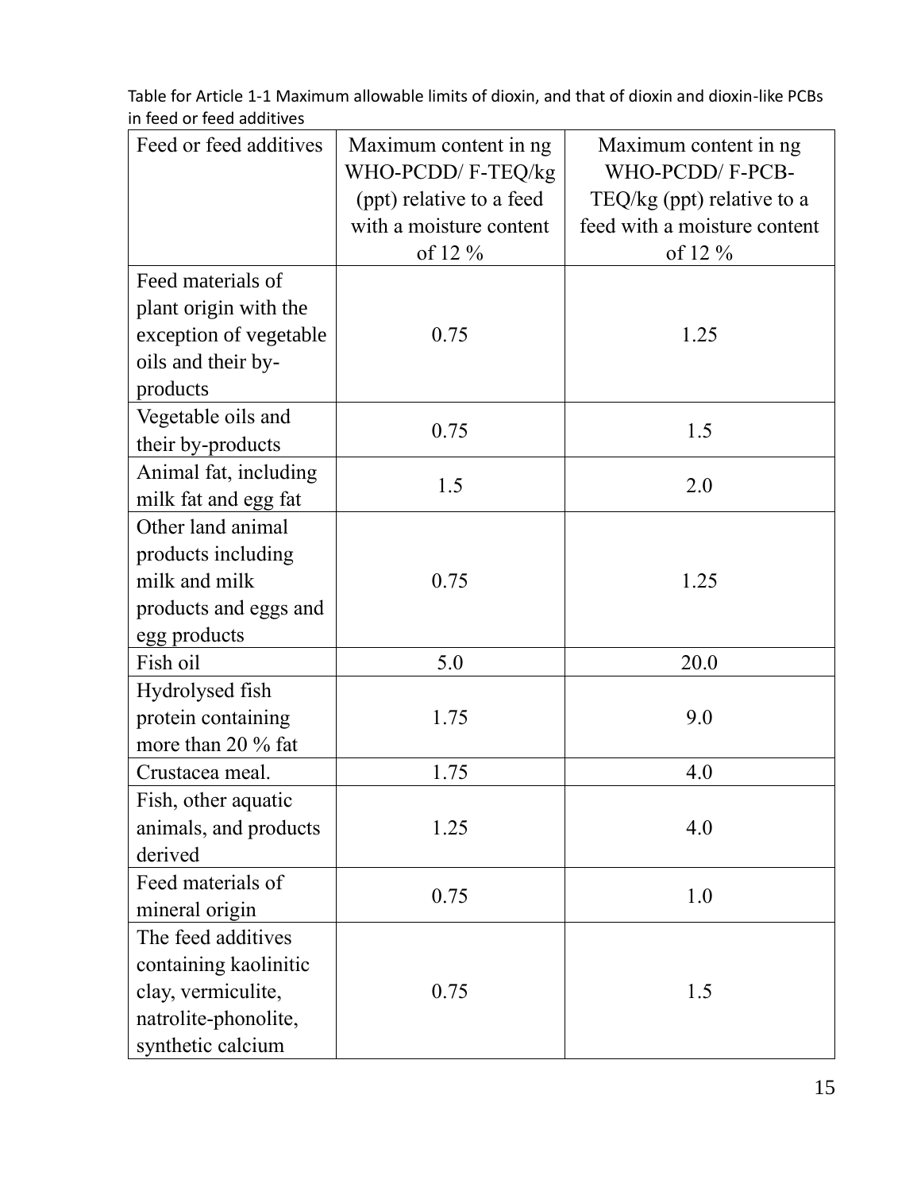Table for Article 1-1 Maximum allowable limits of dioxin, and that of dioxin and dioxin-like PCBs in feed or feed additives

| Feed or feed additives | Maximum content in ng WHO-PCDD/ F-TEQ/kg (ppt) relative to a feed with a moisture content of 12 % | Maximum content in ng WHO-PCDD/ F-PCB-TEQ/kg (ppt) relative to a feed with a moisture content of 12 % |
|---|---|---|
| Feed materials of plant origin with the exception of vegetable oils and their by-products | 0.75 | 1.25 |
| Vegetable oils and their by-products | 0.75 | 1.5 |
| Animal fat, including milk fat and egg fat | 1.5 | 2.0 |
| Other land animal products including milk and milk products and eggs and egg products | 0.75 | 1.25 |
| Fish oil | 5.0 | 20.0 |
| Hydrolysed fish protein containing more than 20 % fat | 1.75 | 9.0 |
| Crustacea meal. | 1.75 | 4.0 |
| Fish, other aquatic animals, and products derived | 1.25 | 4.0 |
| Feed materials of mineral origin | 0.75 | 1.0 |
| The feed additives containing kaolinitic clay, vermiculite, natrolite-phonolite, synthetic calcium | 0.75 | 1.5 |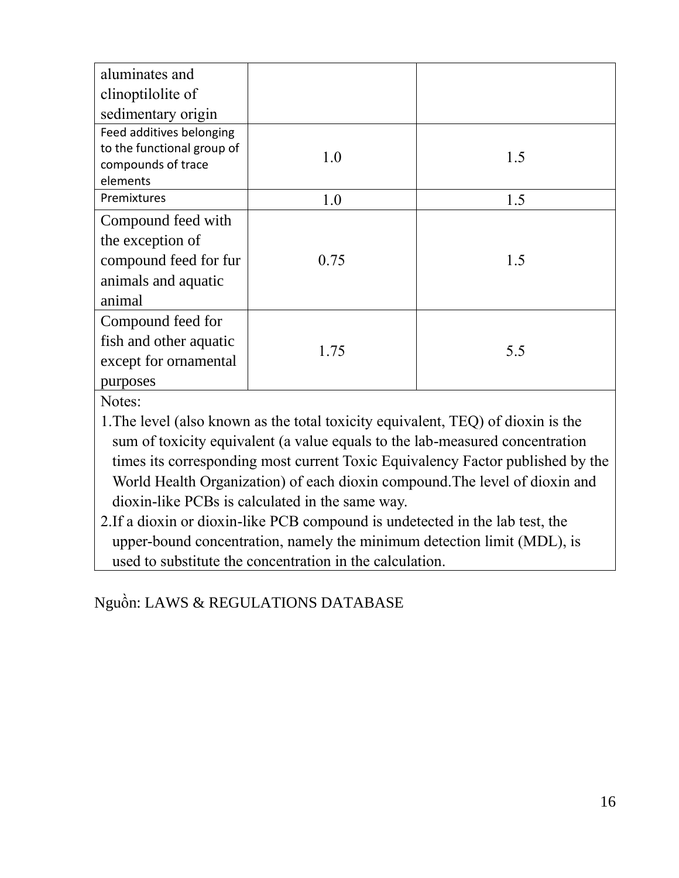| | | |
|---|---|---|
| aluminates and clinoptilolite of sedimentary origin | | |
| Feed additives belonging to the functional group of compounds of trace elements | 1.0 | 1.5 |
| Premixtures | 1.0 | 1.5 |
| Compound feed with the exception of compound feed for fur animals and aquatic animal | 0.75 | 1.5 |
| Compound feed for fish and other aquatic except for ornamental purposes | 1.75 | 5.5 |

Notes:

1. The level (also known as the total toxicity equivalent, TEQ) of dioxin is the sum of toxicity equivalent (a value equals to the lab-measured concentration times its corresponding most current Toxic Equivalency Factor published by the World Health Organization) of each dioxin compound.The level of dioxin and dioxin-like PCBs is calculated in the same way.
2. If a dioxin or dioxin-like PCB compound is undetected in the lab test, the upper-bound concentration, namely the minimum detection limit (MDL), is used to substitute the concentration in the calculation.

Nguồn: LAWS & REGULATIONS DATABASE